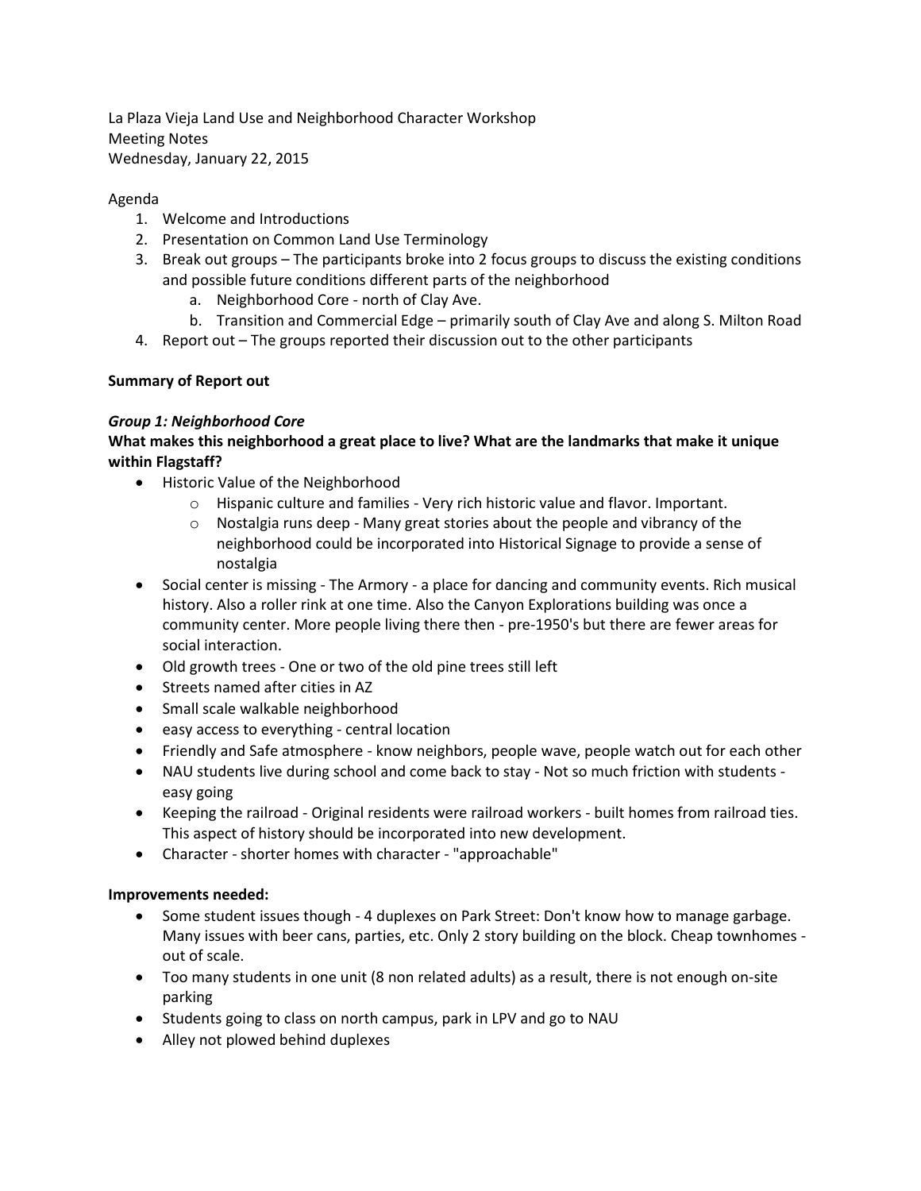La Plaza Vieja Land Use and Neighborhood Character Workshop
Meeting Notes
Wednesday, January 22, 2015

Agenda

1. Welcome and Introductions
2. Presentation on Common Land Use Terminology
3. Break out groups – The participants broke into 2 focus groups to discuss the existing conditions and possible future conditions different parts of the neighborhood
    a. Neighborhood Core - north of Clay Ave.
    b. Transition and Commercial Edge – primarily south of Clay Ave and along S. Milton Road
4. Report out – The groups reported their discussion out to the other participants

**Summary of Report out**

***Group 1: Neighborhood Core***

**What makes this neighborhood a great place to live? What are the landmarks that make it unique within Flagstaff?**

- Historic Value of the Neighborhood
    - Hispanic culture and families - Very rich historic value and flavor. Important.
    - Nostalgia runs deep - Many great stories about the people and vibrancy of the neighborhood could be incorporated into Historical Signage to provide a sense of nostalgia
- Social center is missing - The Armory - a place for dancing and community events. Rich musical history. Also a roller rink at one time. Also the Canyon Explorations building was once a community center. More people living there then - pre-1950's but there are fewer areas for social interaction.
- Old growth trees - One or two of the old pine trees still left
- Streets named after cities in AZ
- Small scale walkable neighborhood
- easy access to everything - central location
- Friendly and Safe atmosphere - know neighbors, people wave, people watch out for each other
- NAU students live during school and come back to stay - Not so much friction with students - easy going
- Keeping the railroad - Original residents were railroad workers - built homes from railroad ties. This aspect of history should be incorporated into new development.
- Character - shorter homes with character - "approachable"

**Improvements needed:**

- Some student issues though - 4 duplexes on Park Street: Don't know how to manage garbage. Many issues with beer cans, parties, etc. Only 2 story building on the block. Cheap townhomes - out of scale.
- Too many students in one unit (8 non related adults) as a result, there is not enough on-site parking
- Students going to class on north campus, park in LPV and go to NAU
- Alley not plowed behind duplexes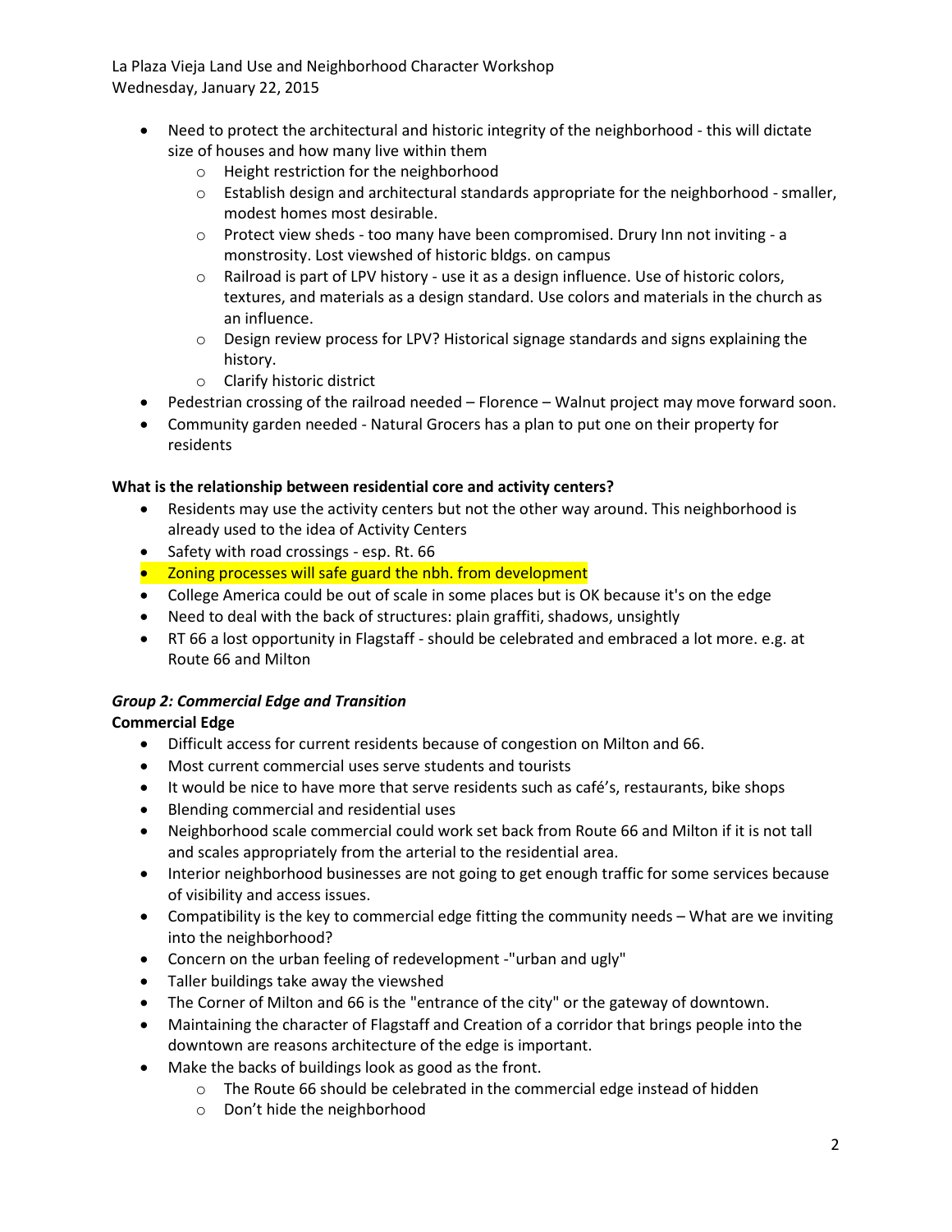- Need to protect the architectural and historic integrity of the neighborhood - this will dictate size of houses and how many live within them
    - Height restriction for the neighborhood
    - Establish design and architectural standards appropriate for the neighborhood - smaller, modest homes most desirable.
    - Protect view sheds - too many have been compromised. Drury Inn not inviting - a monstrosity. Lost viewshed of historic bldgs. on campus
    - Railroad is part of LPV history - use it as a design influence. Use of historic colors, textures, and materials as a design standard. Use colors and materials in the church as an influence.
    - Design review process for LPV? Historical signage standards and signs explaining the history.
    - Clarify historic district
- Pedestrian crossing of the railroad needed – Florence – Walnut project may move forward soon.
- Community garden needed - Natural Grocers has a plan to put one on their property for residents

**What is the relationship between residential core and activity centers?**

- Residents may use the activity centers but not the other way around. This neighborhood is already used to the idea of Activity Centers
- Safety with road crossings - esp. Rt. 66
- Zoning processes will safe guard the nbh. from development
- College America could be out of scale in some places but is OK because it's on the edge
- Need to deal with the back of structures: plain graffiti, shadows, unsightly
- RT 66 a lost opportunity in Flagstaff - should be celebrated and embraced a lot more. e.g. at Route 66 and Milton

### *Group 2: Commercial Edge and Transition*

**Commercial Edge**

- Difficult access for current residents because of congestion on Milton and 66.
- Most current commercial uses serve students and tourists
- It would be nice to have more that serve residents such as café's, restaurants, bike shops
- Blending commercial and residential uses
- Neighborhood scale commercial could work set back from Route 66 and Milton if it is not tall and scales appropriately from the arterial to the residential area.
- Interior neighborhood businesses are not going to get enough traffic for some services because of visibility and access issues.
- Compatibility is the key to commercial edge fitting the community needs – What are we inviting into the neighborhood?
- Concern on the urban feeling of redevelopment -"urban and ugly"
- Taller buildings take away the viewshed
- The Corner of Milton and 66 is the "entrance of the city" or the gateway of downtown.
- Maintaining the character of Flagstaff and Creation of a corridor that brings people into the downtown are reasons architecture of the edge is important.
- Make the backs of buildings look as good as the front.
    - The Route 66 should be celebrated in the commercial edge instead of hidden
    - Don't hide the neighborhood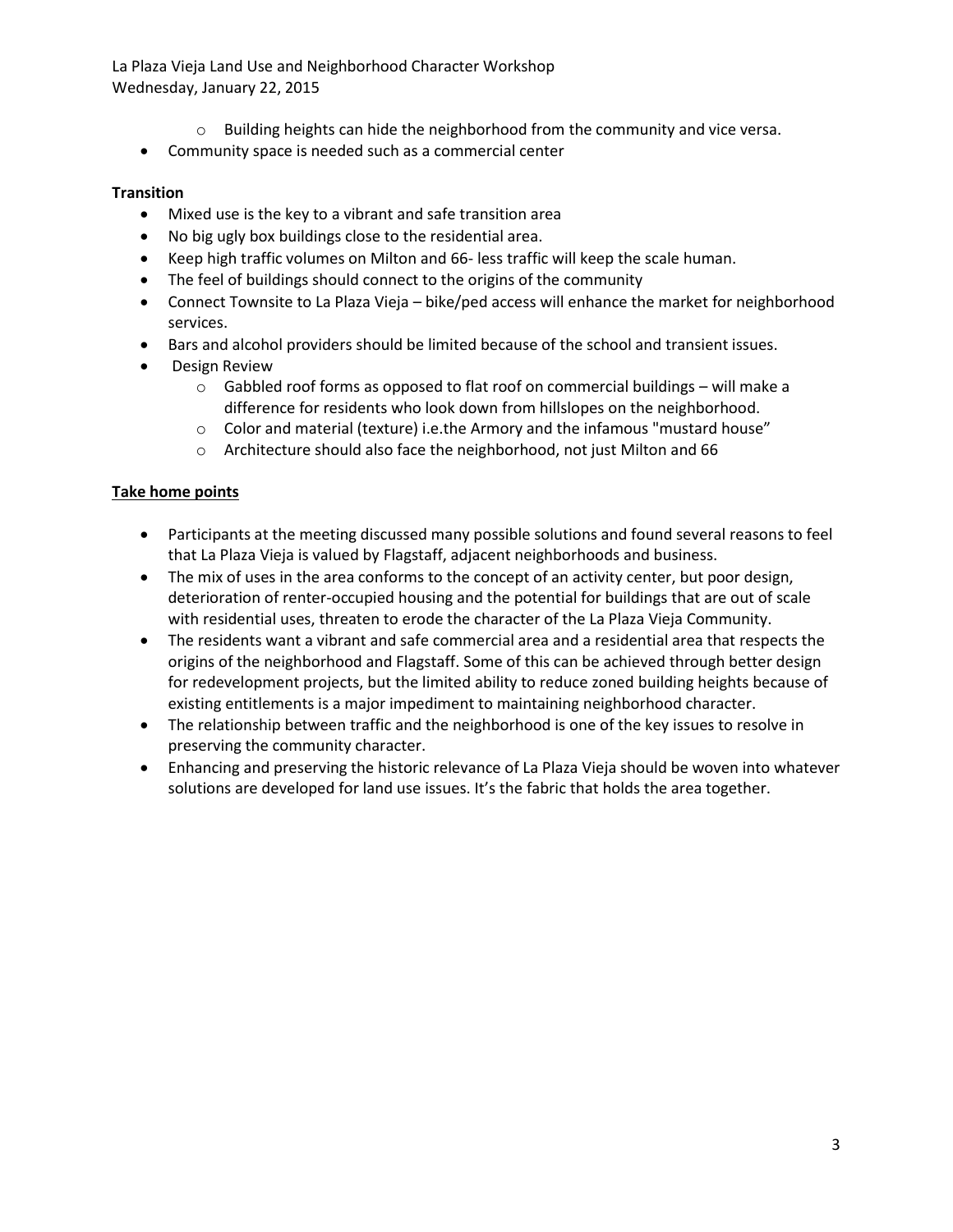- Building heights can hide the neighborhood from the community and vice versa.
- Community space is needed such as a commercial center

**Transition**

- Mixed use is the key to a vibrant and safe transition area
- No big ugly box buildings close to the residential area.
- Keep high traffic volumes on Milton and 66- less traffic will keep the scale human.
- The feel of buildings should connect to the origins of the community
- Connect Townsite to La Plaza Vieja – bike/ped access will enhance the market for neighborhood services.
- Bars and alcohol providers should be limited because of the school and transient issues.
- Design Review
  - Gabbled roof forms as opposed to flat roof on commercial buildings – will make a difference for residents who look down from hillslopes on the neighborhood.
  - Color and material (texture) i.e.the Armory and the infamous "mustard house"
  - Architecture should also face the neighborhood, not just Milton and 66

**<u>Take home points</u>**

- Participants at the meeting discussed many possible solutions and found several reasons to feel that La Plaza Vieja is valued by Flagstaff, adjacent neighborhoods and business.
- The mix of uses in the area conforms to the concept of an activity center, but poor design, deterioration of renter-occupied housing and the potential for buildings that are out of scale with residential uses, threaten to erode the character of the La Plaza Vieja Community.
- The residents want a vibrant and safe commercial area and a residential area that respects the origins of the neighborhood and Flagstaff. Some of this can be achieved through better design for redevelopment projects, but the limited ability to reduce zoned building heights because of existing entitlements is a major impediment to maintaining neighborhood character.
- The relationship between traffic and the neighborhood is one of the key issues to resolve in preserving the community character.
- Enhancing and preserving the historic relevance of La Plaza Vieja should be woven into whatever solutions are developed for land use issues. It's the fabric that holds the area together.